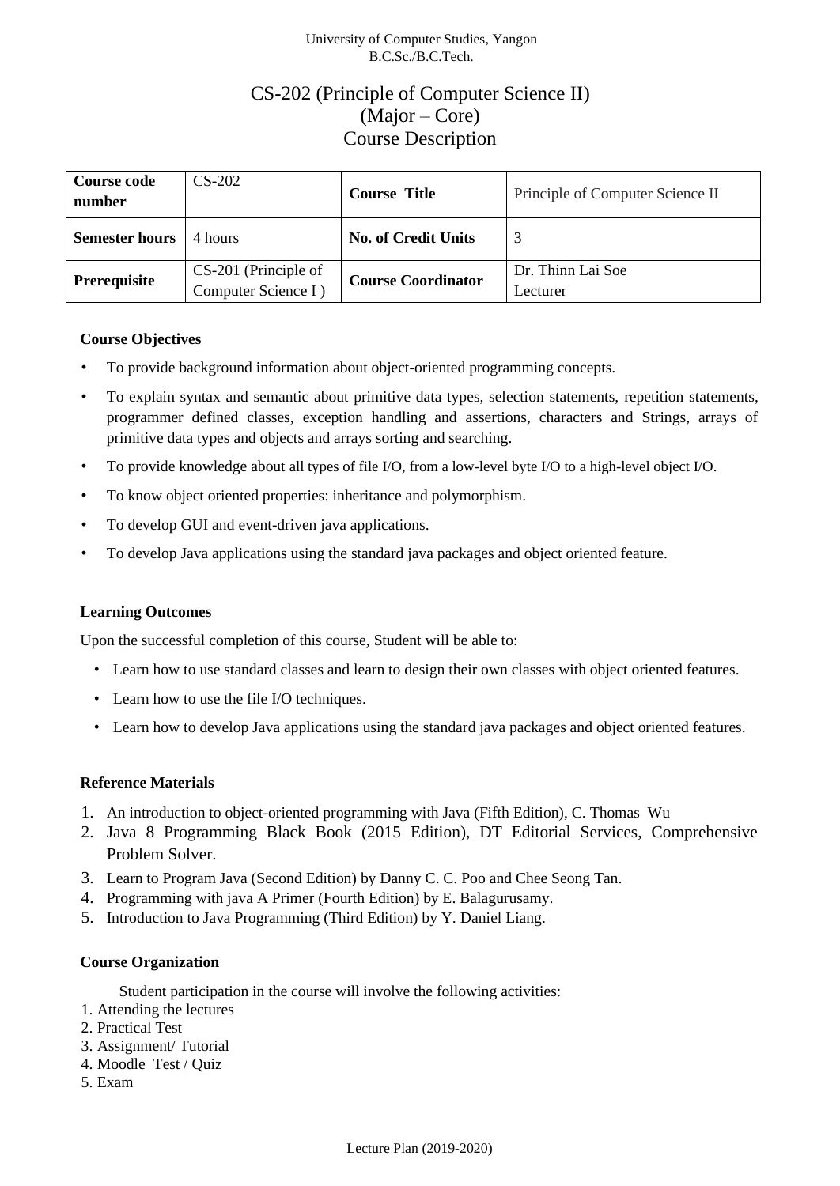University of Computer Studies, Yangon
B.C.Sc./B.C.Tech.

# CS-202 (Principle of Computer Science II)
## (Major – Core)
## Course Description

| **Course code number** | CS-202 | **Course Title** | Principle of Computer Science II |
|---|---|---|---|
| **Semester hours** | 4 hours | **No. of Credit Units** | 3 |
| **Prerequisite** | CS-201 (Principle of Computer Science I ) | **Course Coordinator** | Dr. Thinn Lai Soe<br>Lecturer |

### Course Objectives

- To provide background information about object-oriented programming concepts.
- To explain syntax and semantic about primitive data types, selection statements, repetition statements, programmer defined classes, exception handling and assertions, characters and Strings, arrays of primitive data types and objects and arrays sorting and searching.
- To provide knowledge about all types of file I/O, from a low-level byte I/O to a high-level object I/O.
- To know object oriented properties: inheritance and polymorphism.
- To develop GUI and event-driven java applications.
- To develop Java applications using the standard java packages and object oriented feature.

### Learning Outcomes

Upon the successful completion of this course, Student will be able to:

- Learn how to use standard classes and learn to design their own classes with object oriented features.
- Learn how to use the file I/O techniques.
- Learn how to develop Java applications using the standard java packages and object oriented features.

### Reference Materials

1. An introduction to object-oriented programming with Java (Fifth Edition), C. Thomas Wu
2. Java 8 Programming Black Book (2015 Edition), DT Editorial Services, Comprehensive Problem Solver.
3. Learn to Program Java (Second Edition) by Danny C. C. Poo and Chee Seong Tan.
4. Programming with java A Primer (Fourth Edition) by E. Balagurusamy.
5. Introduction to Java Programming (Third Edition) by Y. Daniel Liang.

### Course Organization

Student participation in the course will involve the following activities:

1. Attending the lectures
2. Practical Test
3. Assignment/ Tutorial
4. Moodle Test / Quiz
5. Exam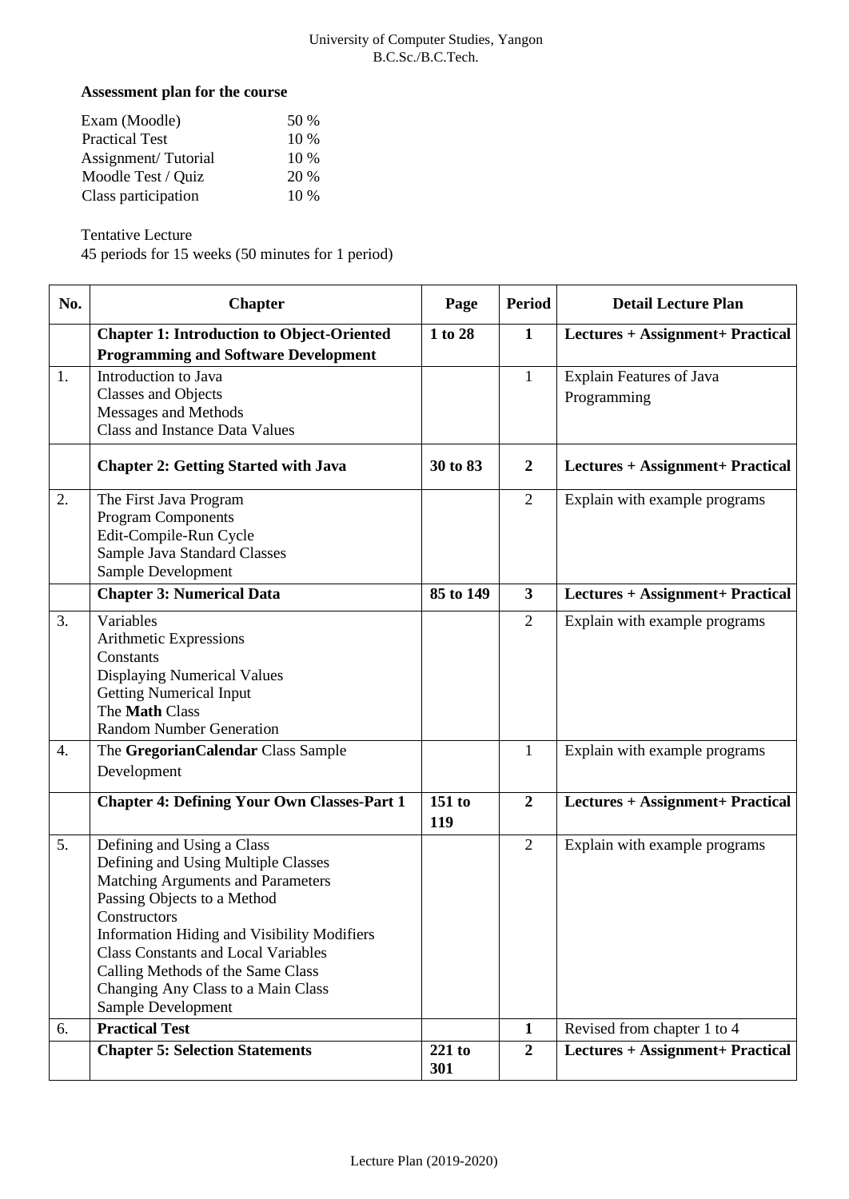University of Computer Studies, Yangon
B.C.Sc./B.C.Tech.

**Assessment plan for the course**

| | |
|---|---|
| Exam (Moodle) | 50 % |
| Practical Test | 10 % |
| Assignment/ Tutorial | 10 % |
| Moodle Test / Quiz | 20 % |
| Class participation | 10 % |

Tentative Lecture
45 periods for 15 weeks (50 minutes for 1 period)

| No. | Chapter | Page | Period | Detail Lecture Plan |
|---|---|---|---|---|
| | **Chapter 1: Introduction to Object-Oriented Programming and Software Development** | **1 to 28** | **1** | **Lectures + Assignment+ Practical** |
| 1. | Introduction to Java<br>Classes and Objects<br>Messages and Methods<br>Class and Instance Data Values | | 1 | Explain Features of Java Programming |
| | **Chapter 2: Getting Started with Java** | **30 to 83** | **2** | **Lectures + Assignment+ Practical** |
| 2. | The First Java Program<br>Program Components<br>Edit-Compile-Run Cycle<br>Sample Java Standard Classes<br>Sample Development | | 2 | Explain with example programs |
| | **Chapter 3: Numerical Data** | **85 to 149** | **3** | **Lectures + Assignment+ Practical** |
| 3. | Variables<br>Arithmetic Expressions<br>Constants<br>Displaying Numerical Values<br>Getting Numerical Input<br>The **Math** Class<br>Random Number Generation | | 2 | Explain with example programs |
| 4. | The **GregorianCalendar** Class Sample Development | | 1 | Explain with example programs |
| | **Chapter 4: Defining Your Own Classes-Part 1** | **151 to 119** | **2** | **Lectures + Assignment+ Practical** |
| 5. | Defining and Using a Class<br>Defining and Using Multiple Classes<br>Matching Arguments and Parameters<br>Passing Objects to a Method<br>Constructors<br>Information Hiding and Visibility Modifiers<br>Class Constants and Local Variables<br>Calling Methods of the Same Class<br>Changing Any Class to a Main Class<br>Sample Development | | 2 | Explain with example programs |
| 6. | **Practical Test** | | **1** | Revised from chapter 1 to 4 |
| | **Chapter 5: Selection Statements** | **221 to 301** | **2** | **Lectures + Assignment+ Practical** |

Lecture Plan (2019-2020)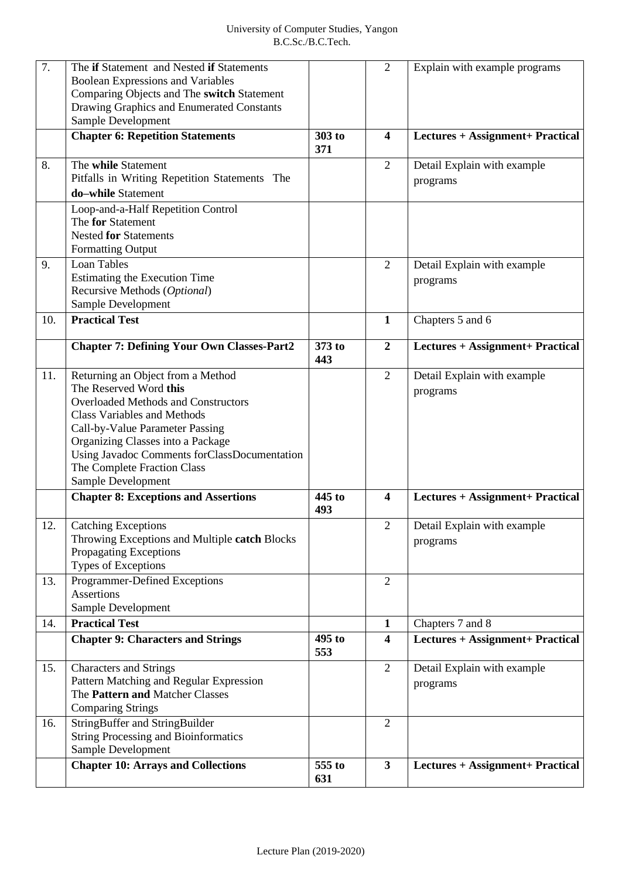| 7. | The **if** Statement and Nested **if** Statements<br>Boolean Expressions and Variables<br>Comparing Objects and The **switch** Statement<br>Drawing Graphics and Enumerated Constants<br>Sample Development | | 2 | Explain with example programs |
|---|---|---|---|---|
| | **Chapter 6: Repetition Statements** | **303 to 371** | **4** | **Lectures + Assignment+ Practical** |
| 8. | The **while** Statement<br>Pitfalls in Writing Repetition Statements The **do–while** Statement | | 2 | Detail Explain with example programs |
| | Loop-and-a-Half Repetition Control<br>The **for** Statement<br>Nested **for** Statements<br>Formatting Output | | | |
| 9. | Loan Tables<br>Estimating the Execution Time<br>Recursive Methods (*Optional*)<br>Sample Development | | 2 | Detail Explain with example programs |
| 10. | **Practical Test** | | **1** | Chapters 5 and 6 |
| | **Chapter 7: Defining Your Own Classes-Part2** | **373 to 443** | **2** | **Lectures + Assignment+ Practical** |
| 11. | Returning an Object from a Method<br>The Reserved Word **this**<br>Overloaded Methods and Constructors<br>Class Variables and Methods<br>Call-by-Value Parameter Passing<br>Organizing Classes into a Package<br>Using Javadoc Comments forClassDocumentation<br>The Complete Fraction Class<br>Sample Development | | 2 | Detail Explain with example programs |
| | **Chapter 8: Exceptions and Assertions** | **445 to 493** | **4** | **Lectures + Assignment+ Practical** |
| 12. | Catching Exceptions<br>Throwing Exceptions and Multiple **catch** Blocks<br>Propagating Exceptions<br>Types of Exceptions | | 2 | Detail Explain with example programs |
| 13. | Programmer-Defined Exceptions<br>Assertions<br>Sample Development | | 2 | |
| 14. | **Practical Test** | | **1** | Chapters 7 and 8 |
| | **Chapter 9: Characters and Strings** | **495 to 553** | **4** | **Lectures + Assignment+ Practical** |
| 15. | Characters and Strings<br>Pattern Matching and Regular Expression<br>The **Pattern and** Matcher Classes<br>Comparing Strings | | 2 | Detail Explain with example programs |
| 16. | StringBuffer and StringBuilder<br>String Processing and Bioinformatics<br>Sample Development | | 2 | |
| | **Chapter 10: Arrays and Collections** | **555 to 631** | **3** | **Lectures + Assignment+ Practical** |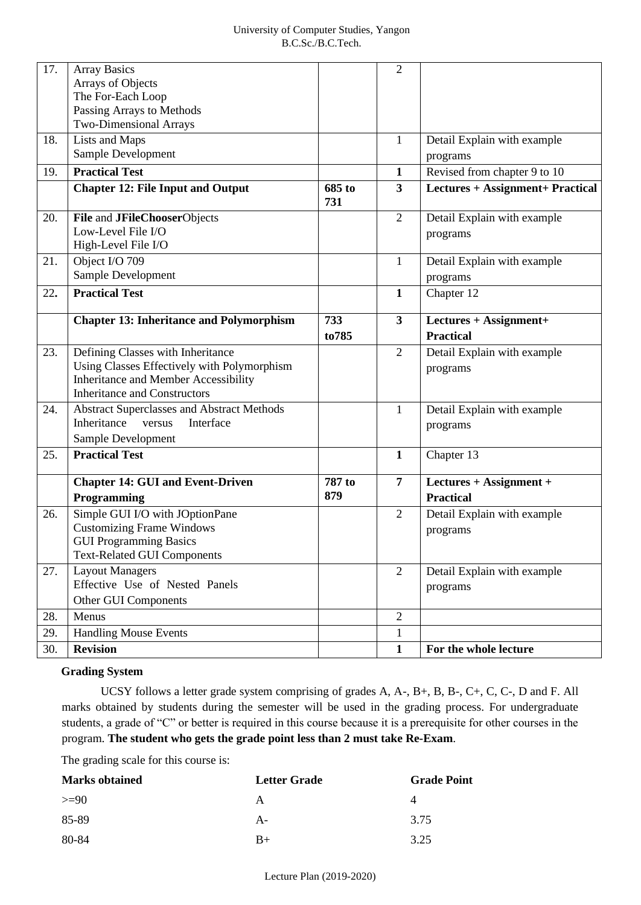| | | | | |
|---|---|---|---|---|
| 17. | Array Basics<br>Arrays of Objects<br>The For-Each Loop<br>Passing Arrays to Methods<br>Two-Dimensional Arrays | | 2 | |
| 18. | Lists and Maps<br>Sample Development | | 1 | Detail Explain with example programs |
| 19. | **Practical Test** | | **1** | Revised from chapter 9 to 10 |
| | **Chapter 12: File Input and Output** | **685 to 731** | **3** | **Lectures + Assignment+ Practical** |
| 20. | **File** and **JFileChooser**Objects<br>Low-Level File I/O<br>High-Level File I/O | | 2 | Detail Explain with example programs |
| 21. | Object I/O 709<br>Sample Development | | 1 | Detail Explain with example programs |
| 22**.** | **Practical Test** | | **1** | Chapter 12 |
| | **Chapter 13: Inheritance and Polymorphism** | **733 to785** | **3** | **Lectures + Assignment+ Practical** |
| 23. | Defining Classes with Inheritance<br>Using Classes Effectively with Polymorphism<br>Inheritance and Member Accessibility<br>Inheritance and Constructors | | 2 | Detail Explain with example programs |
| 24. | Abstract Superclasses and Abstract Methods<br>Inheritance versus Interface<br>Sample Development | | 1 | Detail Explain with example programs |
| 25. | **Practical Test** | | **1** | Chapter 13 |
| | **Chapter 14: GUI and Event-Driven Programming** | **787 to 879** | **7** | **Lectures + Assignment + Practical** |
| 26. | Simple GUI I/O with JOptionPane<br>Customizing Frame Windows<br>GUI Programming Basics<br>Text-Related GUI Components | | 2 | Detail Explain with example programs |
| 27. | Layout Managers<br>Effective Use of Nested Panels<br>Other GUI Components | | 2 | Detail Explain with example programs |
| 28. | Menus | | 2 | |
| 29. | Handling Mouse Events | | 1 | |
| 30. | **Revision** | | **1** | **For the whole lecture** |

**Grading System**

UCSY follows a letter grade system comprising of grades A, A-, B+, B, B-, C+, C, C-, D and F. All marks obtained by students during the semester will be used in the grading process. For undergraduate students, a grade of "C" or better is required in this course because it is a prerequisite for other courses in the program. **The student who gets the grade point less than 2 must take Re-Exam**.

The grading scale for this course is:

| **Marks obtained** | **Letter Grade** | **Grade Point** |
|---|---|---|
| >=90 | A | 4 |
| 85-89 | A- | 3.75 |
| 80-84 | B+ | 3.25 |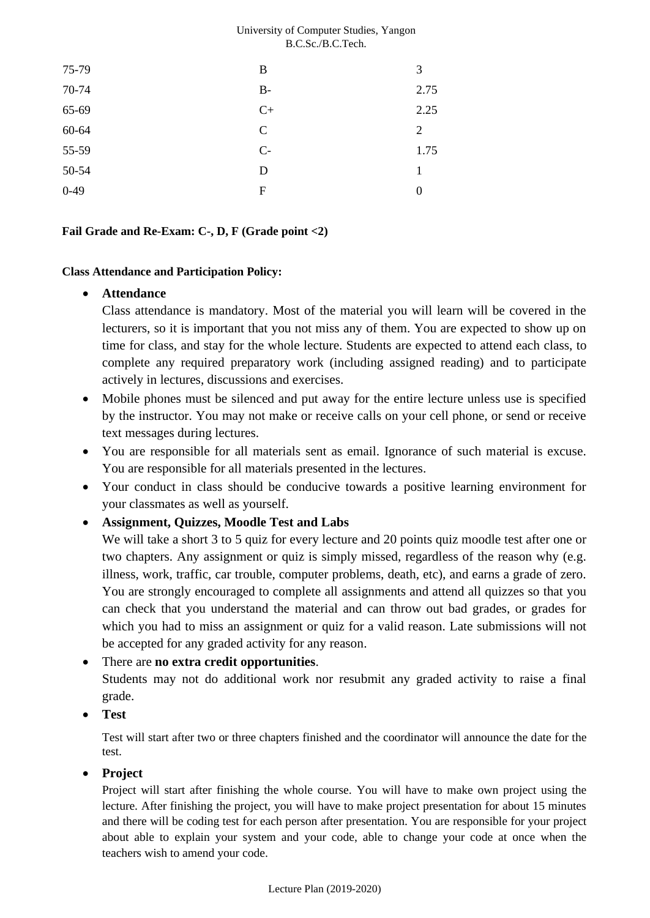| | | |
|---|---|---|
| 75-79 | B | 3 |
| 70-74 | B- | 2.75 |
| 65-69 | C+ | 2.25 |
| 60-64 | C | 2 |
| 55-59 | C- | 1.75 |
| 50-54 | D | 1 |
| 0-49 | F | 0 |

**Fail Grade and Re-Exam: C-, D, F (Grade point <2)**

**Class Attendance and Participation Policy:**

- **Attendance**
  Class attendance is mandatory. Most of the material you will learn will be covered in the lecturers, so it is important that you not miss any of them. You are expected to show up on time for class, and stay for the whole lecture. Students are expected to attend each class, to complete any required preparatory work (including assigned reading) and to participate actively in lectures, discussions and exercises.
- Mobile phones must be silenced and put away for the entire lecture unless use is specified by the instructor. You may not make or receive calls on your cell phone, or send or receive text messages during lectures.
- You are responsible for all materials sent as email. Ignorance of such material is excuse. You are responsible for all materials presented in the lectures.
- Your conduct in class should be conducive towards a positive learning environment for your classmates as well as yourself.
- **Assignment, Quizzes, Moodle Test and Labs**
  We will take a short 3 to 5 quiz for every lecture and 20 points quiz moodle test after one or two chapters. Any assignment or quiz is simply missed, regardless of the reason why (e.g. illness, work, traffic, car trouble, computer problems, death, etc), and earns a grade of zero. You are strongly encouraged to complete all assignments and attend all quizzes so that you can check that you understand the material and can throw out bad grades, or grades for which you had to miss an assignment or quiz for a valid reason. Late submissions will not be accepted for any graded activity for any reason.
- There are **no extra credit opportunities**.
  Students may not do additional work nor resubmit any graded activity to raise a final grade.
- **Test**

  Test will start after two or three chapters finished and the coordinator will announce the date for the test.

- **Project**
  Project will start after finishing the whole course. You will have to make own project using the lecture. After finishing the project, you will have to make project presentation for about 15 minutes and there will be coding test for each person after presentation. You are responsible for your project about able to explain your system and your code, able to change your code at once when the teachers wish to amend your code.